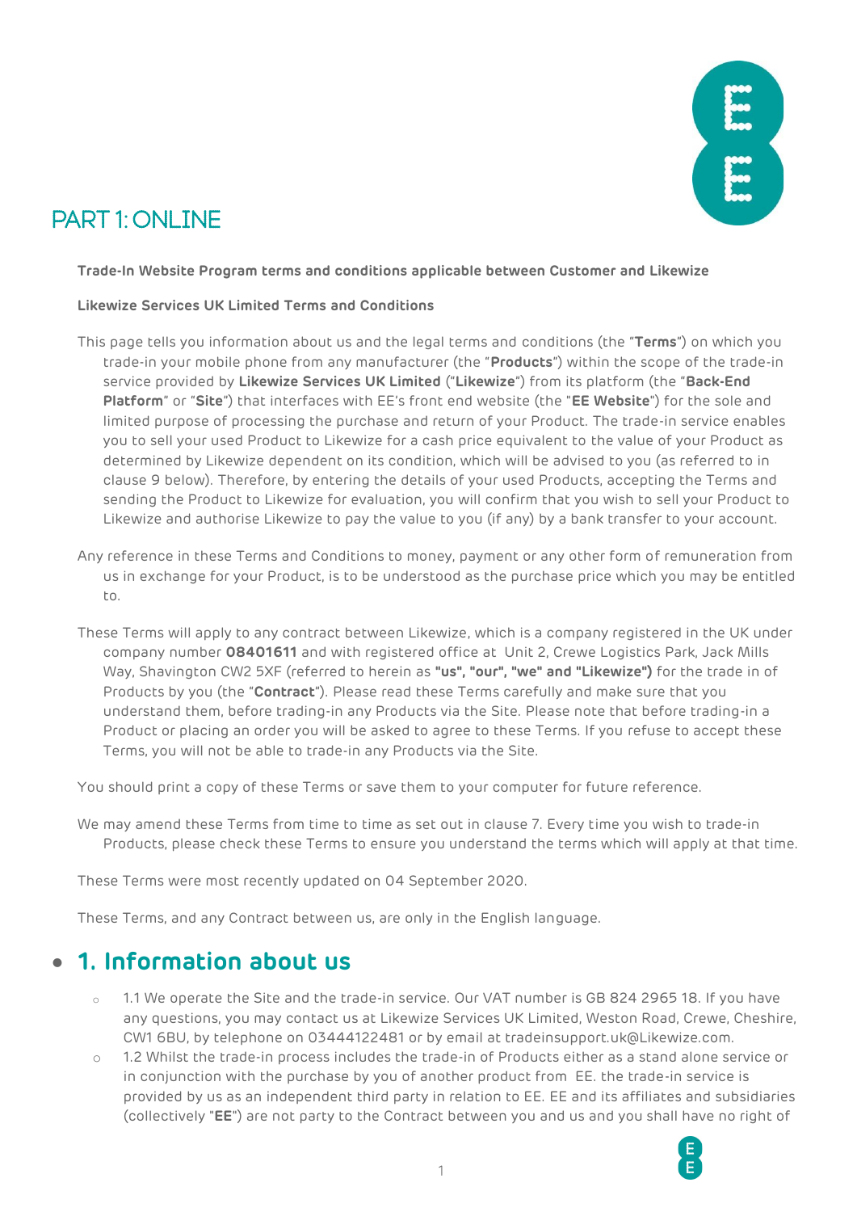# PART 1: ONLINE

**Trade-In Website Program terms and conditions applicable between Customer and Likewize**

**Likewize Services UK Limited Terms and Conditions**

This page tells you information about us and the legal terms and conditions (the "**Terms**") on which you trade-in your mobile phone from any manufacturer (the "**Products**") within the scope of the trade-in service provided by **Likewize Services UK Limited** ("**Likewize**") from its platform (the "**Back-End Platform**" or "**Site**") that interfaces with EE's front end website (the "**EE Website**") for the sole and limited purpose of processing the purchase and return of your Product. The trade-in service enables you to sell your used Product to Likewize for a cash price equivalent to the value of your Product as determined by Likewize dependent on its condition, which will be advised to you (as referred to in clause 9 below). Therefore, by entering the details of your used Products, accepting the Terms and sending the Product to Likewize for evaluation, you will confirm that you wish to sell your Product to Likewize and authorise Likewize to pay the value to you (if any) by a bank transfer to your account.

Any reference in these Terms and Conditions to money, payment or any other form of remuneration from us in exchange for your Product, is to be understood as the purchase price which you may be entitled to.

These Terms will apply to any contract between Likewize, which is a company registered in the UK under company number **08401611** and with registered office at Unit 2, Crewe Logistics Park, Jack Mills Way, Shavington CW2 5XF (referred to herein as **"us", "our", "we" and "Likewize")** for the trade in of Products by you (the "**Contract**"). Please read these Terms carefully and make sure that you understand them, before trading-in any Products via the Site. Please note that before trading-in a Product or placing an order you will be asked to agree to these Terms. If you refuse to accept these Terms, you will not be able to trade-in any Products via the Site.

You should print a copy of these Terms or save them to your computer for future reference.

We may amend these Terms from time to time as set out in clause 7. Every time you wish to trade-in Products, please check these Terms to ensure you understand the terms which will apply at that time.

These Terms were most recently updated on 04 September 2020.

These Terms, and any Contract between us, are only in the English language.

## 1. Information about us

- 1.1 We operate the Site and the trade-in service. Our VAT number is GB 824 2965 18. If you have any questions, you may contact us at Likewize Services UK Limited, Weston Road, Crewe, Cheshire, CW1 6BU, by telephone on 03444122481 or by email at tradeinsupport.uk@Likewize.com.
- 1.2 Whilst the trade-in process includes the trade-in of Products either as a stand alone service or in conjunction with the purchase by you of another product from EE. the trade-in service is provided by us as an independent third party in relation to EE. EE and its affiliates and subsidiaries (collectively "**EE**") are not party to the Contract between you and us and you shall have no right of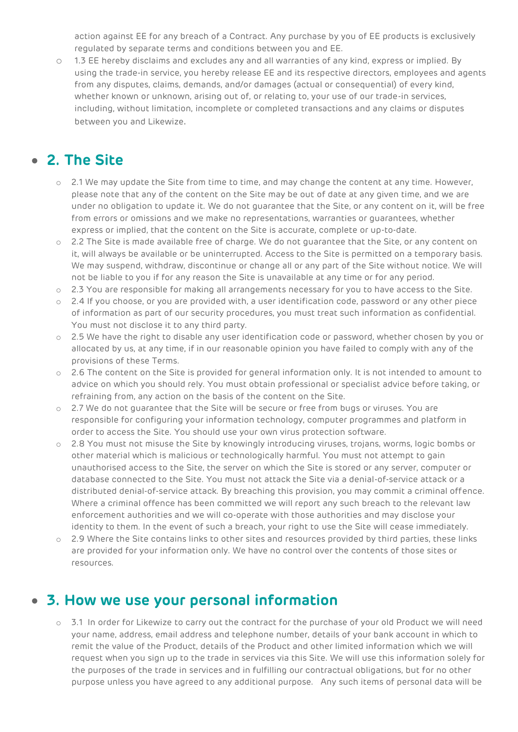action against EE for any breach of a Contract. Any purchase by you of EE products is exclusively regulated by separate terms and conditions between you and EE.

- 1.3 EE hereby disclaims and excludes any and all warranties of any kind, express or implied. By using the trade-in service, you hereby release EE and its respective directors, employees and agents from any disputes, claims, demands, and/or damages (actual or consequential) of every kind, whether known or unknown, arising out of, or relating to, your use of our trade-in services, including, without limitation, incomplete or completed transactions and any claims or disputes between you and Likewize.

## 2. The Site

- 2.1 We may update the Site from time to time, and may change the content at any time. However, please note that any of the content on the Site may be out of date at any given time, and we are under no obligation to update it. We do not guarantee that the Site, or any content on it, will be free from errors or omissions and we make no representations, warranties or guarantees, whether express or implied, that the content on the Site is accurate, complete or up-to-date.
- 2.2 The Site is made available free of charge. We do not guarantee that the Site, or any content on it, will always be available or be uninterrupted. Access to the Site is permitted on a temporary basis. We may suspend, withdraw, discontinue or change all or any part of the Site without notice. We will not be liable to you if for any reason the Site is unavailable at any time or for any period.
- 2.3 You are responsible for making all arrangements necessary for you to have access to the Site.
- 2.4 If you choose, or you are provided with, a user identification code, password or any other piece of information as part of our security procedures, you must treat such information as confidential. You must not disclose it to any third party.
- 2.5 We have the right to disable any user identification code or password, whether chosen by you or allocated by us, at any time, if in our reasonable opinion you have failed to comply with any of the provisions of these Terms.
- 2.6 The content on the Site is provided for general information only. It is not intended to amount to advice on which you should rely. You must obtain professional or specialist advice before taking, or refraining from, any action on the basis of the content on the Site.
- 2.7 We do not guarantee that the Site will be secure or free from bugs or viruses. You are responsible for configuring your information technology, computer programmes and platform in order to access the Site. You should use your own virus protection software.
- 2.8 You must not misuse the Site by knowingly introducing viruses, trojans, worms, logic bombs or other material which is malicious or technologically harmful. You must not attempt to gain unauthorised access to the Site, the server on which the Site is stored or any server, computer or database connected to the Site. You must not attack the Site via a denial-of-service attack or a distributed denial-of-service attack. By breaching this provision, you may commit a criminal offence. Where a criminal offence has been committed we will report any such breach to the relevant law enforcement authorities and we will co-operate with those authorities and may disclose your identity to them. In the event of such a breach, your right to use the Site will cease immediately.
- 2.9 Where the Site contains links to other sites and resources provided by third parties, these links are provided for your information only. We have no control over the contents of those sites or resources.

## 3. How we use your personal information

- 3.1 In order for Likewize to carry out the contract for the purchase of your old Product we will need your name, address, email address and telephone number, details of your bank account in which to remit the value of the Product, details of the Product and other limited information which we will request when you sign up to the trade in services via this Site. We will use this information solely for the purposes of the trade in services and in fulfilling our contractual obligations, but for no other purpose unless you have agreed to any additional purpose. Any such items of personal data will be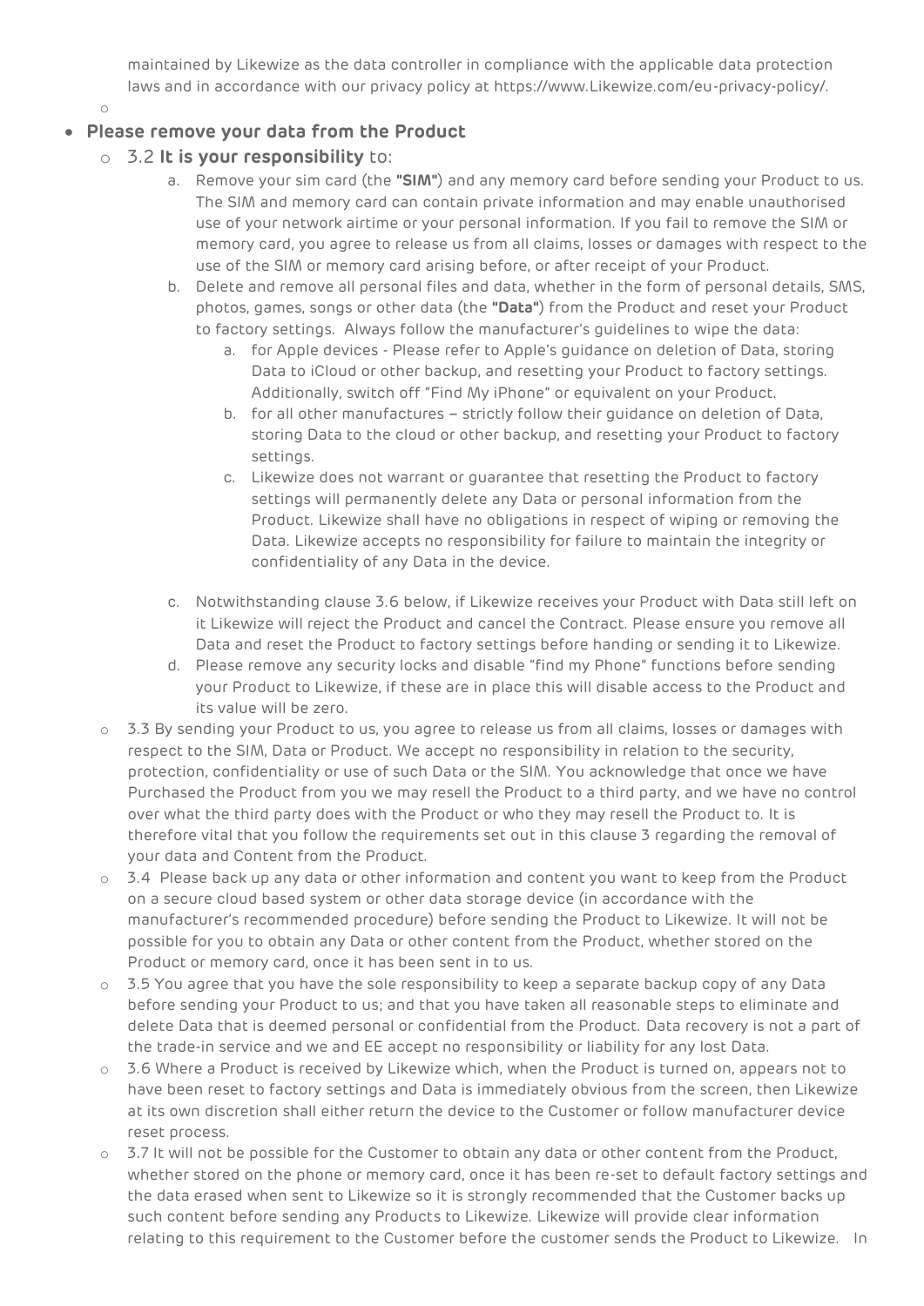maintained by Likewize as the data controller in compliance with the applicable data protection laws and in accordance with our privacy policy at https://www.Likewize.com/eu-privacy-policy/.

- **Please remove your data from the Product**
  - 3.2 **It is your responsibility** to:
    a. Remove your sim card (the **"SIM"**) and any memory card before sending your Product to us. The SIM and memory card can contain private information and may enable unauthorised use of your network airtime or your personal information. If you fail to remove the SIM or memory card, you agree to release us from all claims, losses or damages with respect to the use of the SIM or memory card arising before, or after receipt of your Product.
    b. Delete and remove all personal files and data, whether in the form of personal details, SMS, photos, games, songs or other data (the **"Data"**) from the Product and reset your Product to factory settings. Always follow the manufacturer's guidelines to wipe the data:
       a. for Apple devices - Please refer to Apple's guidance on deletion of Data, storing Data to iCloud or other backup, and resetting your Product to factory settings. Additionally, switch off "Find My iPhone" or equivalent on your Product.
       b. for all other manufactures – strictly follow their guidance on deletion of Data, storing Data to the cloud or other backup, and resetting your Product to factory settings.
       c. Likewize does not warrant or guarantee that resetting the Product to factory settings will permanently delete any Data or personal information from the Product. Likewize shall have no obligations in respect of wiping or removing the Data. Likewize accepts no responsibility for failure to maintain the integrity or confidentiality of any Data in the device.
    c. Notwithstanding clause 3.6 below, if Likewize receives your Product with Data still left on it Likewize will reject the Product and cancel the Contract. Please ensure you remove all Data and reset the Product to factory settings before handing or sending it to Likewize.
    d. Please remove any security locks and disable "find my Phone" functions before sending your Product to Likewize, if these are in place this will disable access to the Product and its value will be zero.
  - 3.3 By sending your Product to us, you agree to release us from all claims, losses or damages with respect to the SIM, Data or Product. We accept no responsibility in relation to the security, protection, confidentiality or use of such Data or the SIM. You acknowledge that once we have Purchased the Product from you we may resell the Product to a third party, and we have no control over what the third party does with the Product or who they may resell the Product to. It is therefore vital that you follow the requirements set out in this clause 3 regarding the removal of your data and Content from the Product.
  - 3.4 Please back up any data or other information and content you want to keep from the Product on a secure cloud based system or other data storage device (in accordance with the manufacturer's recommended procedure) before sending the Product to Likewize. It will not be possible for you to obtain any Data or other content from the Product, whether stored on the Product or memory card, once it has been sent in to us.
  - 3.5 You agree that you have the sole responsibility to keep a separate backup copy of any Data before sending your Product to us; and that you have taken all reasonable steps to eliminate and delete Data that is deemed personal or confidential from the Product. Data recovery is not a part of the trade-in service and we and EE accept no responsibility or liability for any lost Data.
  - 3.6 Where a Product is received by Likewize which, when the Product is turned on, appears not to have been reset to factory settings and Data is immediately obvious from the screen, then Likewize at its own discretion shall either return the device to the Customer or follow manufacturer device reset process.
  - 3.7 It will not be possible for the Customer to obtain any data or other content from the Product, whether stored on the phone or memory card, once it has been re-set to default factory settings and the data erased when sent to Likewize so it is strongly recommended that the Customer backs up such content before sending any Products to Likewize. Likewize will provide clear information relating to this requirement to the Customer before the customer sends the Product to Likewize. In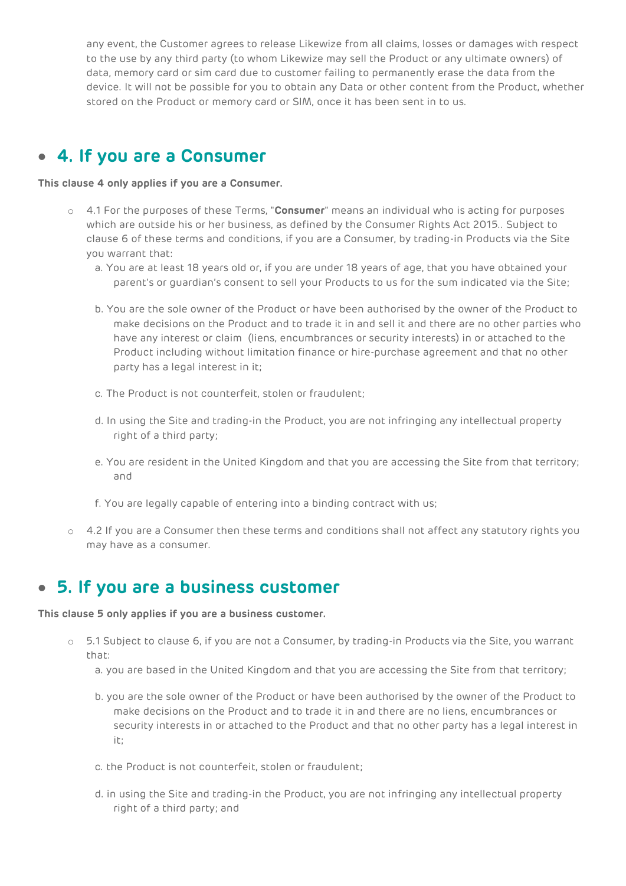any event, the Customer agrees to release Likewize from all claims, losses or damages with respect to the use by any third party (to whom Likewize may sell the Product or any ultimate owners) of data, memory card or sim card due to customer failing to permanently erase the data from the device. It will not be possible for you to obtain any Data or other content from the Product, whether stored on the Product or memory card or SIM, once it has been sent in to us.

## 4. If you are a Consumer

**This clause 4 only applies if you are a Consumer.**

- 4.1 For the purposes of these Terms, "**Consumer**" means an individual who is acting for purposes which are outside his or her business, as defined by the Consumer Rights Act 2015.. Subject to clause 6 of these terms and conditions, if you are a Consumer, by trading-in Products via the Site you warrant that:
  a. You are at least 18 years old or, if you are under 18 years of age, that you have obtained your parent's or guardian's consent to sell your Products to us for the sum indicated via the Site;

  b. You are the sole owner of the Product or have been authorised by the owner of the Product to make decisions on the Product and to trade it in and sell it and there are no other parties who have any interest or claim (liens, encumbrances or security interests) in or attached to the Product including without limitation finance or hire-purchase agreement and that no other party has a legal interest in it;

  c. The Product is not counterfeit, stolen or fraudulent;

  d. In using the Site and trading-in the Product, you are not infringing any intellectual property right of a third party;

  e. You are resident in the United Kingdom and that you are accessing the Site from that territory; and

  f. You are legally capable of entering into a binding contract with us;

- 4.2 If you are a Consumer then these terms and conditions shall not affect any statutory rights you may have as a consumer.

## 5. If you are a business customer

**This clause 5 only applies if you are a business customer.**

- 5.1 Subject to clause 6, if you are not a Consumer, by trading-in Products via the Site, you warrant that:
  a. you are based in the United Kingdom and that you are accessing the Site from that territory;

  b. you are the sole owner of the Product or have been authorised by the owner of the Product to make decisions on the Product and to trade it in and there are no liens, encumbrances or security interests in or attached to the Product and that no other party has a legal interest in it;

  c. the Product is not counterfeit, stolen or fraudulent;

  d. in using the Site and trading-in the Product, you are not infringing any intellectual property right of a third party; and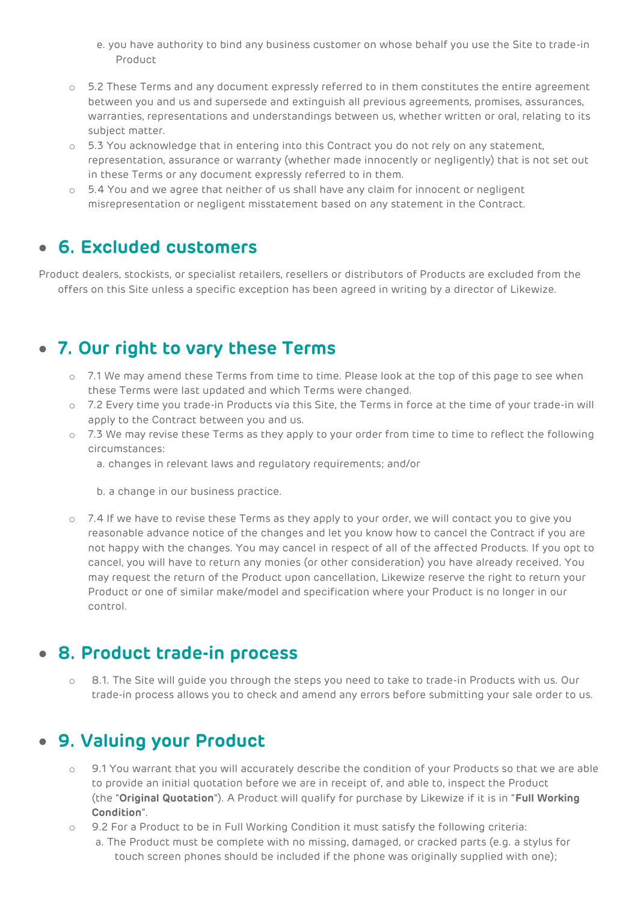e. you have authority to bind any business customer on whose behalf you use the Site to trade-in Product

- 5.2 These Terms and any document expressly referred to in them constitutes the entire agreement between you and us and supersede and extinguish all previous agreements, promises, assurances, warranties, representations and understandings between us, whether written or oral, relating to its subject matter.
- 5.3 You acknowledge that in entering into this Contract you do not rely on any statement, representation, assurance or warranty (whether made innocently or negligently) that is not set out in these Terms or any document expressly referred to in them.
- 5.4 You and we agree that neither of us shall have any claim for innocent or negligent misrepresentation or negligent misstatement based on any statement in the Contract.

## 6. Excluded customers

Product dealers, stockists, or specialist retailers, resellers or distributors of Products are excluded from the offers on this Site unless a specific exception has been agreed in writing by a director of Likewize.

## 7. Our right to vary these Terms

- 7.1 We may amend these Terms from time to time. Please look at the top of this page to see when these Terms were last updated and which Terms were changed.
- 7.2 Every time you trade-in Products via this Site, the Terms in force at the time of your trade-in will apply to the Contract between you and us.
- 7.3 We may revise these Terms as they apply to your order from time to time to reflect the following circumstances:

  a. changes in relevant laws and regulatory requirements; and/or

  b. a change in our business practice.

- 7.4 If we have to revise these Terms as they apply to your order, we will contact you to give you reasonable advance notice of the changes and let you know how to cancel the Contract if you are not happy with the changes. You may cancel in respect of all of the affected Products. If you opt to cancel, you will have to return any monies (or other consideration) you have already received. You may request the return of the Product upon cancellation, Likewize reserve the right to return your Product or one of similar make/model and specification where your Product is no longer in our control.

## 8. Product trade-in process

- 8.1. The Site will guide you through the steps you need to take to trade-in Products with us. Our trade-in process allows you to check and amend any errors before submitting your sale order to us.

## 9. Valuing your Product

- 9.1 You warrant that you will accurately describe the condition of your Products so that we are able to provide an initial quotation before we are in receipt of, and able to, inspect the Product (the "**Original Quotation**"). A Product will qualify for purchase by Likewize if it is in "**Full Working Condition**".
- 9.2 For a Product to be in Full Working Condition it must satisfy the following criteria:

  a. The Product must be complete with no missing, damaged, or cracked parts (e.g. a stylus for touch screen phones should be included if the phone was originally supplied with one);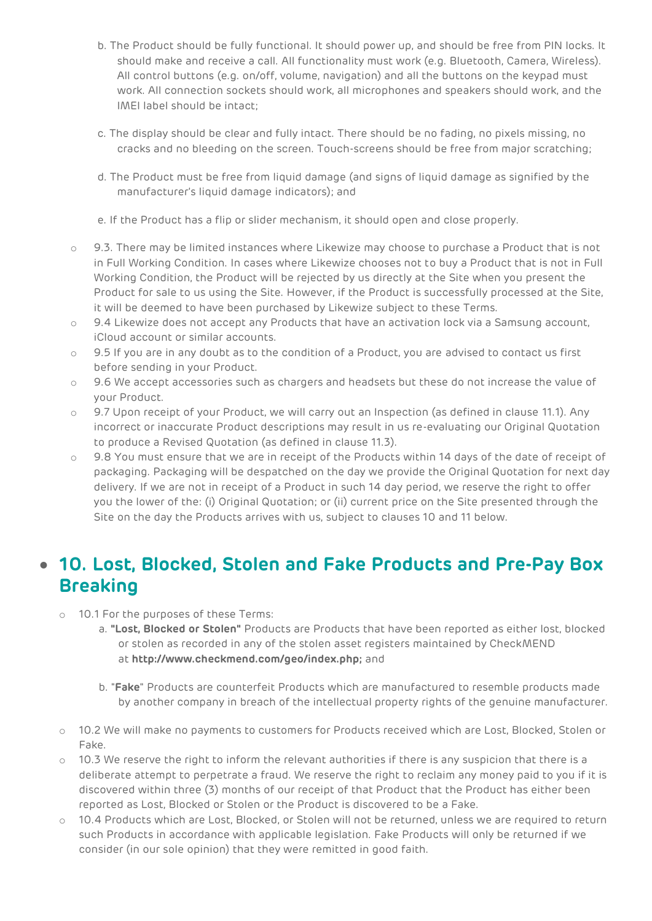b. The Product should be fully functional. It should power up, and should be free from PIN locks. It should make and receive a call. All functionality must work (e.g. Bluetooth, Camera, Wireless). All control buttons (e.g. on/off, volume, navigation) and all the buttons on the keypad must work. All connection sockets should work, all microphones and speakers should work, and the IMEI label should be intact;

c. The display should be clear and fully intact. There should be no fading, no pixels missing, no cracks and no bleeding on the screen. Touch-screens should be free from major scratching;

d. The Product must be free from liquid damage (and signs of liquid damage as signified by the manufacturer's liquid damage indicators); and

e. If the Product has a flip or slider mechanism, it should open and close properly.

- 9.3. There may be limited instances where Likewize may choose to purchase a Product that is not in Full Working Condition. In cases where Likewize chooses not to buy a Product that is not in Full Working Condition, the Product will be rejected by us directly at the Site when you present the Product for sale to us using the Site. However, if the Product is successfully processed at the Site, it will be deemed to have been purchased by Likewize subject to these Terms.
- 9.4 Likewize does not accept any Products that have an activation lock via a Samsung account, iCloud account or similar accounts.
- 9.5 If you are in any doubt as to the condition of a Product, you are advised to contact us first before sending in your Product.
- 9.6 We accept accessories such as chargers and headsets but these do not increase the value of your Product.
- 9.7 Upon receipt of your Product, we will carry out an Inspection (as defined in clause 11.1). Any incorrect or inaccurate Product descriptions may result in us re-evaluating our Original Quotation to produce a Revised Quotation (as defined in clause 11.3).
- 9.8 You must ensure that we are in receipt of the Products within 14 days of the date of receipt of packaging. Packaging will be despatched on the day we provide the Original Quotation for next day delivery. If we are not in receipt of a Product in such 14 day period, we reserve the right to offer you the lower of the: (i) Original Quotation; or (ii) current price on the Site presented through the Site on the day the Products arrives with us, subject to clauses 10 and 11 below.

## 10. Lost, Blocked, Stolen and Fake Products and Pre-Pay Box Breaking

- 10.1 For the purposes of these Terms:

  a. **"Lost, Blocked or Stolen"** Products are Products that have been reported as either lost, blocked or stolen as recorded in any of the stolen asset registers maintained by CheckMEND at **http://www.checkmend.com/geo/index.php;** and

  b. "**Fake**" Products are counterfeit Products which are manufactured to resemble products made by another company in breach of the intellectual property rights of the genuine manufacturer.

- 10.2 We will make no payments to customers for Products received which are Lost, Blocked, Stolen or Fake.
- 10.3 We reserve the right to inform the relevant authorities if there is any suspicion that there is a deliberate attempt to perpetrate a fraud. We reserve the right to reclaim any money paid to you if it is discovered within three (3) months of our receipt of that Product that the Product has either been reported as Lost, Blocked or Stolen or the Product is discovered to be a Fake.
- 10.4 Products which are Lost, Blocked, or Stolen will not be returned, unless we are required to return such Products in accordance with applicable legislation. Fake Products will only be returned if we consider (in our sole opinion) that they were remitted in good faith.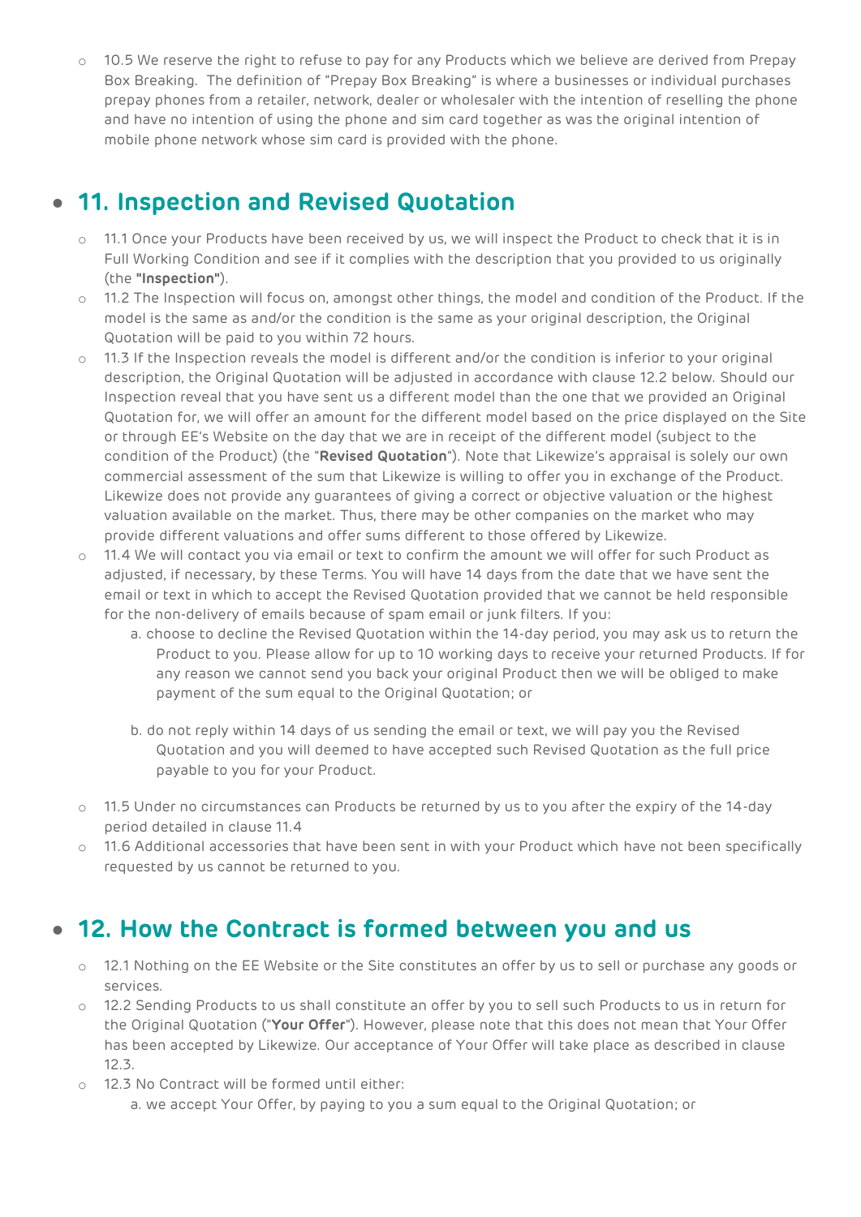- 10.5 We reserve the right to refuse to pay for any Products which we believe are derived from Prepay Box Breaking. The definition of "Prepay Box Breaking" is where a businesses or individual purchases prepay phones from a retailer, network, dealer or wholesaler with the intention of reselling the phone and have no intention of using the phone and sim card together as was the original intention of mobile phone network whose sim card is provided with the phone.

## 11. Inspection and Revised Quotation

- 11.1 Once your Products have been received by us, we will inspect the Product to check that it is in Full Working Condition and see if it complies with the description that you provided to us originally (the **"Inspection"**).
- 11.2 The Inspection will focus on, amongst other things, the model and condition of the Product. If the model is the same as and/or the condition is the same as your original description, the Original Quotation will be paid to you within 72 hours.
- 11.3 If the Inspection reveals the model is different and/or the condition is inferior to your original description, the Original Quotation will be adjusted in accordance with clause 12.2 below. Should our Inspection reveal that you have sent us a different model than the one that we provided an Original Quotation for, we will offer an amount for the different model based on the price displayed on the Site or through EE's Website on the day that we are in receipt of the different model (subject to the condition of the Product) (the "**Revised Quotation**"). Note that Likewize's appraisal is solely our own commercial assessment of the sum that Likewize is willing to offer you in exchange of the Product. Likewize does not provide any guarantees of giving a correct or objective valuation or the highest valuation available on the market. Thus, there may be other companies on the market who may provide different valuations and offer sums different to those offered by Likewize.
- 11.4 We will contact you via email or text to confirm the amount we will offer for such Product as adjusted, if necessary, by these Terms. You will have 14 days from the date that we have sent the email or text in which to accept the Revised Quotation provided that we cannot be held responsible for the non-delivery of emails because of spam email or junk filters. If you:
  a. choose to decline the Revised Quotation within the 14-day period, you may ask us to return the Product to you. Please allow for up to 10 working days to receive your returned Products. If for any reason we cannot send you back your original Product then we will be obliged to make payment of the sum equal to the Original Quotation; or

  b. do not reply within 14 days of us sending the email or text, we will pay you the Revised Quotation and you will deemed to have accepted such Revised Quotation as the full price payable to you for your Product.
- 11.5 Under no circumstances can Products be returned by us to you after the expiry of the 14-day period detailed in clause 11.4
- 11.6 Additional accessories that have been sent in with your Product which have not been specifically requested by us cannot be returned to you.

## 12. How the Contract is formed between you and us

- 12.1 Nothing on the EE Website or the Site constitutes an offer by us to sell or purchase any goods or services.
- 12.2 Sending Products to us shall constitute an offer by you to sell such Products to us in return for the Original Quotation ("**Your Offer**"). However, please note that this does not mean that Your Offer has been accepted by Likewize. Our acceptance of Your Offer will take place as described in clause 12.3.
- 12.3 No Contract will be formed until either:
  a. we accept Your Offer, by paying to you a sum equal to the Original Quotation; or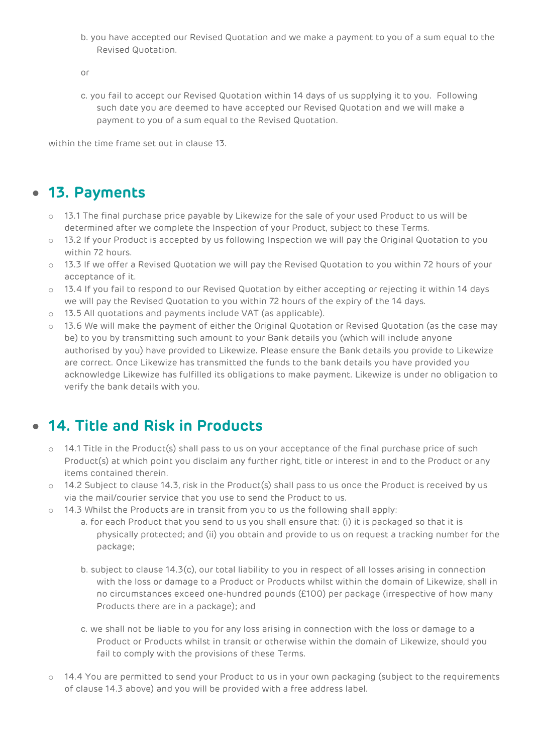b. you have accepted our Revised Quotation and we make a payment to you of a sum equal to the Revised Quotation.

or

c. you fail to accept our Revised Quotation within 14 days of us supplying it to you. Following such date you are deemed to have accepted our Revised Quotation and we will make a payment to you of a sum equal to the Revised Quotation.

within the time frame set out in clause 13.

## 13. Payments

- 13.1 The final purchase price payable by Likewize for the sale of your used Product to us will be determined after we complete the Inspection of your Product, subject to these Terms.
- 13.2 If your Product is accepted by us following Inspection we will pay the Original Quotation to you within 72 hours.
- 13.3 If we offer a Revised Quotation we will pay the Revised Quotation to you within 72 hours of your acceptance of it.
- 13.4 If you fail to respond to our Revised Quotation by either accepting or rejecting it within 14 days we will pay the Revised Quotation to you within 72 hours of the expiry of the 14 days.
- 13.5 All quotations and payments include VAT (as applicable).
- 13.6 We will make the payment of either the Original Quotation or Revised Quotation (as the case may be) to you by transmitting such amount to your Bank details you (which will include anyone authorised by you) have provided to Likewize. Please ensure the Bank details you provide to Likewize are correct. Once Likewize has transmitted the funds to the bank details you have provided you acknowledge Likewize has fulfilled its obligations to make payment. Likewize is under no obligation to verify the bank details with you.

## 14. Title and Risk in Products

- 14.1 Title in the Product(s) shall pass to us on your acceptance of the final purchase price of such Product(s) at which point you disclaim any further right, title or interest in and to the Product or any items contained therein.
- 14.2 Subject to clause 14.3, risk in the Product(s) shall pass to us once the Product is received by us via the mail/courier service that you use to send the Product to us.
- 14.3 Whilst the Products are in transit from you to us the following shall apply:
  - a. for each Product that you send to us you shall ensure that: (i) it is packaged so that it is physically protected; and (ii) you obtain and provide to us on request a tracking number for the package;
  - b. subject to clause 14.3(c), our total liability to you in respect of all losses arising in connection with the loss or damage to a Product or Products whilst within the domain of Likewize, shall in no circumstances exceed one-hundred pounds (£100) per package (irrespective of how many Products there are in a package); and
  - c. we shall not be liable to you for any loss arising in connection with the loss or damage to a Product or Products whilst in transit or otherwise within the domain of Likewize, should you fail to comply with the provisions of these Terms.
- 14.4 You are permitted to send your Product to us in your own packaging (subject to the requirements of clause 14.3 above) and you will be provided with a free address label.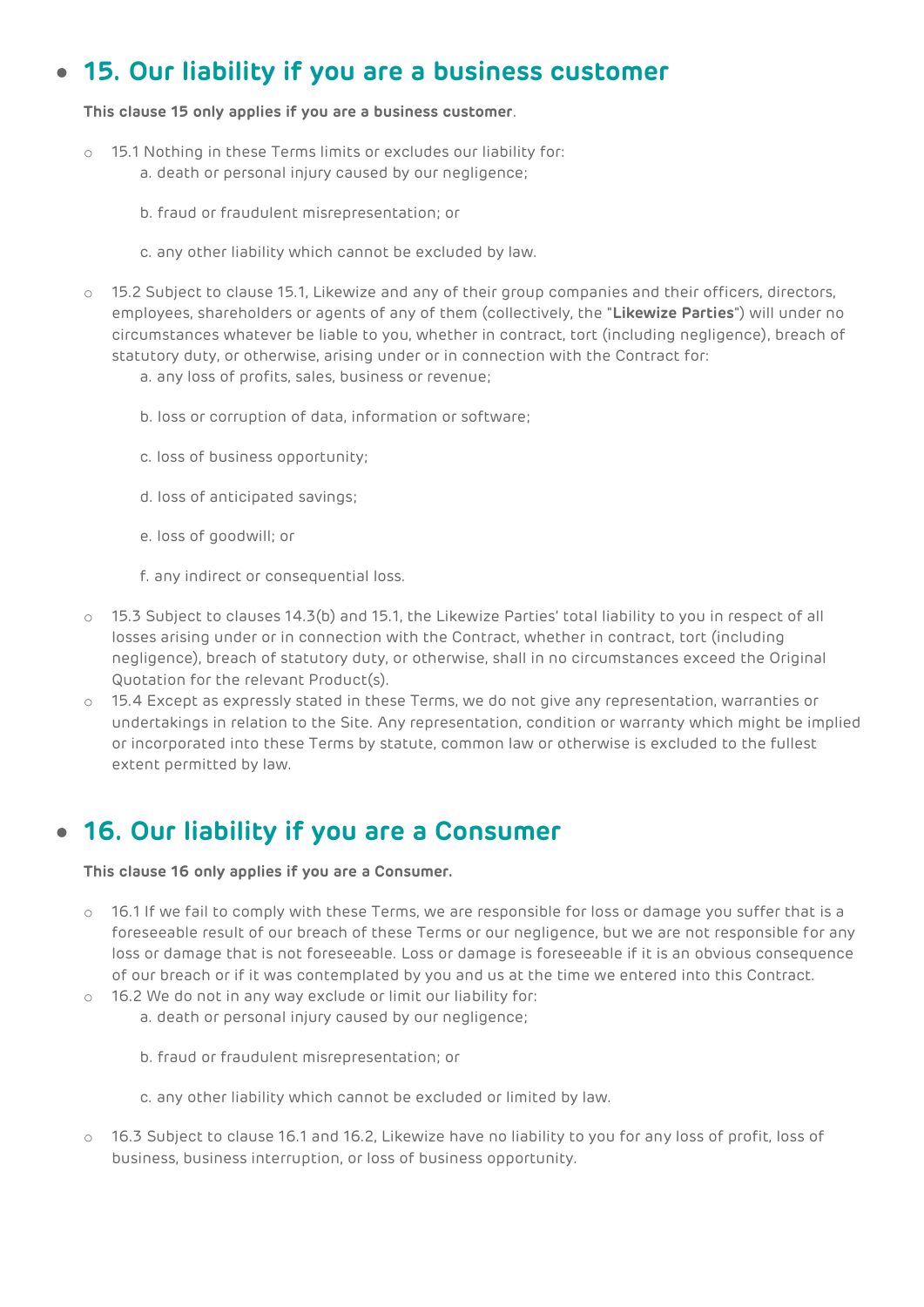## 15. Our liability if you are a business customer

**This clause 15 only applies if you are a business customer**.

- 15.1 Nothing in these Terms limits or excludes our liability for:
  a. death or personal injury caused by our negligence;

  b. fraud or fraudulent misrepresentation; or

  c. any other liability which cannot be excluded by law.

- 15.2 Subject to clause 15.1, Likewize and any of their group companies and their officers, directors, employees, shareholders or agents of any of them (collectively, the "**Likewize Parties**") will under no circumstances whatever be liable to you, whether in contract, tort (including negligence), breach of statutory duty, or otherwise, arising under or in connection with the Contract for:
  a. any loss of profits, sales, business or revenue;

  b. loss or corruption of data, information or software;

  c. loss of business opportunity;

  d. loss of anticipated savings;

  e. loss of goodwill; or

  f. any indirect or consequential loss.

- 15.3 Subject to clauses 14.3(b) and 15.1, the Likewize Parties' total liability to you in respect of all losses arising under or in connection with the Contract, whether in contract, tort (including negligence), breach of statutory duty, or otherwise, shall in no circumstances exceed the Original Quotation for the relevant Product(s).
- 15.4 Except as expressly stated in these Terms, we do not give any representation, warranties or undertakings in relation to the Site. Any representation, condition or warranty which might be implied or incorporated into these Terms by statute, common law or otherwise is excluded to the fullest extent permitted by law.

## 16. Our liability if you are a Consumer

**This clause 16 only applies if you are a Consumer.**

- 16.1 If we fail to comply with these Terms, we are responsible for loss or damage you suffer that is a foreseeable result of our breach of these Terms or our negligence, but we are not responsible for any loss or damage that is not foreseeable. Loss or damage is foreseeable if it is an obvious consequence of our breach or if it was contemplated by you and us at the time we entered into this Contract.
- 16.2 We do not in any way exclude or limit our liability for:
  a. death or personal injury caused by our negligence;

  b. fraud or fraudulent misrepresentation; or

  c. any other liability which cannot be excluded or limited by law.

- 16.3 Subject to clause 16.1 and 16.2, Likewize have no liability to you for any loss of profit, loss of business, business interruption, or loss of business opportunity.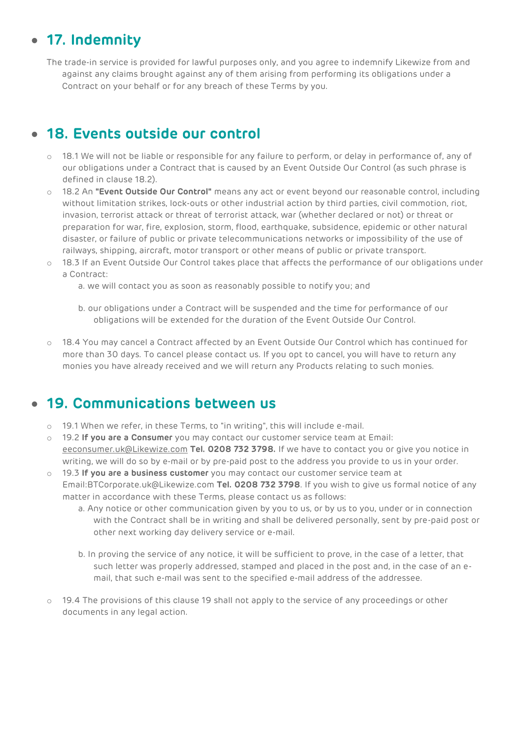## 17. Indemnity

The trade-in service is provided for lawful purposes only, and you agree to indemnify Likewize from and against any claims brought against any of them arising from performing its obligations under a Contract on your behalf or for any breach of these Terms by you.

## 18. Events outside our control

- 18.1 We will not be liable or responsible for any failure to perform, or delay in performance of, any of our obligations under a Contract that is caused by an Event Outside Our Control (as such phrase is defined in clause 18.2).
- 18.2 An **"Event Outside Our Control"** means any act or event beyond our reasonable control, including without limitation strikes, lock-outs or other industrial action by third parties, civil commotion, riot, invasion, terrorist attack or threat of terrorist attack, war (whether declared or not) or threat or preparation for war, fire, explosion, storm, flood, earthquake, subsidence, epidemic or other natural disaster, or failure of public or private telecommunications networks or impossibility of the use of railways, shipping, aircraft, motor transport or other means of public or private transport.
- 18.3 If an Event Outside Our Control takes place that affects the performance of our obligations under a Contract:
  a. we will contact you as soon as reasonably possible to notify you; and

  b. our obligations under a Contract will be suspended and the time for performance of our obligations will be extended for the duration of the Event Outside Our Control.
- 18.4 You may cancel a Contract affected by an Event Outside Our Control which has continued for more than 30 days. To cancel please contact us. If you opt to cancel, you will have to return any monies you have already received and we will return any Products relating to such monies.

## 19. Communications between us

- 19.1 When we refer, in these Terms, to "in writing", this will include e-mail.
- 19.2 **If you are a Consumer** you may contact our customer service team at Email: eeconsumer.uk@Likewize.com **Tel. 0208 732 3798.** If we have to contact you or give you notice in writing, we will do so by e-mail or by pre-paid post to the address you provide to us in your order.
- 19.3 **If you are a business customer** you may contact our customer service team at Email:BTCorporate.uk@Likewize.com **Tel. 0208 732 3798**. If you wish to give us formal notice of any matter in accordance with these Terms, please contact us as follows:
  a. Any notice or other communication given by you to us, or by us to you, under or in connection with the Contract shall be in writing and shall be delivered personally, sent by pre-paid post or other next working day delivery service or e-mail.

  b. In proving the service of any notice, it will be sufficient to prove, in the case of a letter, that such letter was properly addressed, stamped and placed in the post and, in the case of an e-mail, that such e-mail was sent to the specified e-mail address of the addressee.
- 19.4 The provisions of this clause 19 shall not apply to the service of any proceedings or other documents in any legal action.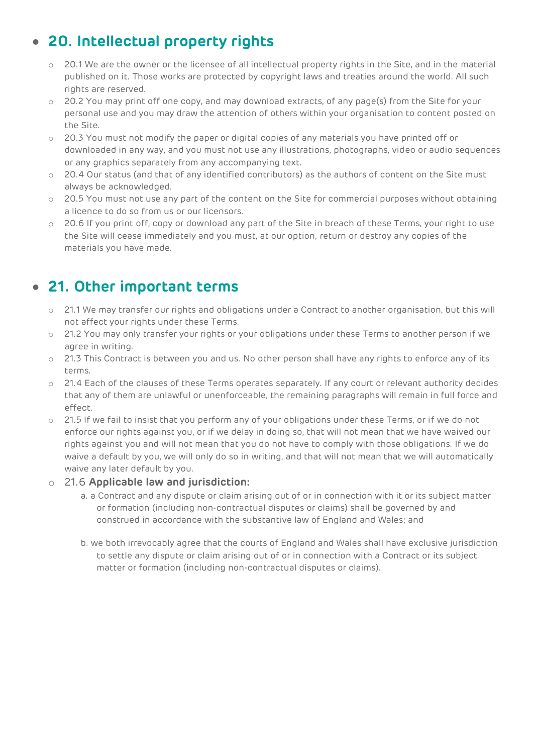- ## 20. Intellectual property rights
  - 20.1 We are the owner or the licensee of all intellectual property rights in the Site, and in the material published on it. Those works are protected by copyright laws and treaties around the world. All such rights are reserved.
  - 20.2 You may print off one copy, and may download extracts, of any page(s) from the Site for your personal use and you may draw the attention of others within your organisation to content posted on the Site.
  - 20.3 You must not modify the paper or digital copies of any materials you have printed off or downloaded in any way, and you must not use any illustrations, photographs, video or audio sequences or any graphics separately from any accompanying text.
  - 20.4 Our status (and that of any identified contributors) as the authors of content on the Site must always be acknowledged.
  - 20.5 You must not use any part of the content on the Site for commercial purposes without obtaining a licence to do so from us or our licensors.
  - 20.6 If you print off, copy or download any part of the Site in breach of these Terms, your right to use the Site will cease immediately and you must, at our option, return or destroy any copies of the materials you have made.

- ## 21. Other important terms
  - 21.1 We may transfer our rights and obligations under a Contract to another organisation, but this will not affect your rights under these Terms.
  - 21.2 You may only transfer your rights or your obligations under these Terms to another person if we agree in writing.
  - 21.3 This Contract is between you and us. No other person shall have any rights to enforce any of its terms.
  - 21.4 Each of the clauses of these Terms operates separately. If any court or relevant authority decides that any of them are unlawful or unenforceable, the remaining paragraphs will remain in full force and effect.
  - 21.5 If we fail to insist that you perform any of your obligations under these Terms, or if we do not enforce our rights against you, or if we delay in doing so, that will not mean that we have waived our rights against you and will not mean that you do not have to comply with those obligations. If we do waive a default by you, we will only do so in writing, and that will not mean that we will automatically waive any later default by you.
  - 21.6 **Applicable law and jurisdiction:**
    a. a Contract and any dispute or claim arising out of or in connection with it or its subject matter or formation (including non-contractual disputes or claims) shall be governed by and construed in accordance with the substantive law of England and Wales; and

    b. we both irrevocably agree that the courts of England and Wales shall have exclusive jurisdiction to settle any dispute or claim arising out of or in connection with a Contract or its subject matter or formation (including non-contractual disputes or claims).